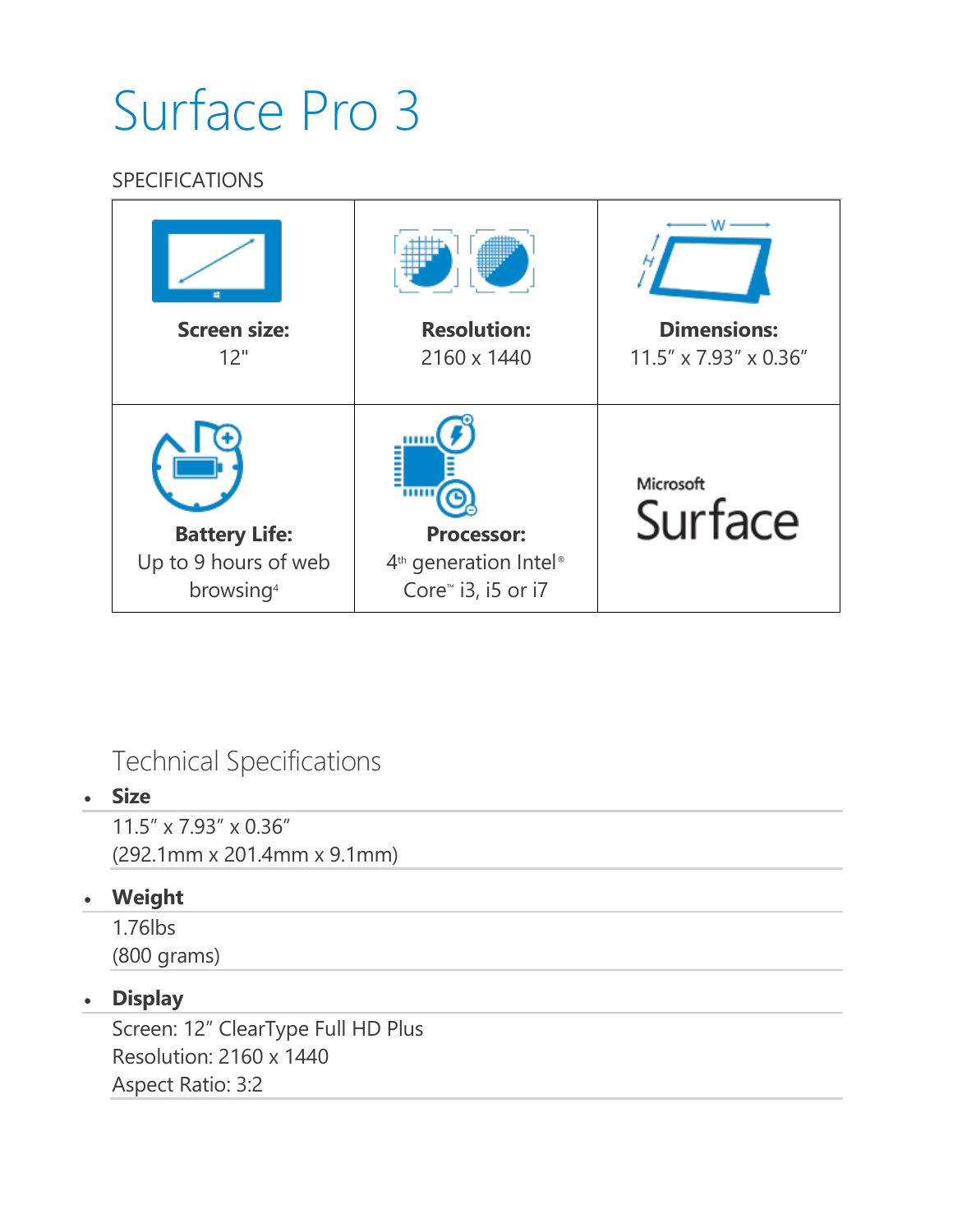# Surface Pro 3

SPECIFICATIONS

| | | |
|---|---|---|
| **Screen size:** 12" | **Resolution:** 2160 x 1440 | **Dimensions:** 11.5″ x 7.93″ x 0.36″ |
| **Battery Life:** Up to 9 hours of web browsing[4] | **Processor:** 4th generation Intel® Core™ i3, i5 or i7 | Microsoft Surface |

## Technical Specifications

- **Size**

  11.5″ x 7.93″ x 0.36″
  (292.1mm x 201.4mm x 9.1mm)

- **Weight**

  1.76lbs
  (800 grams)

- **Display**

  Screen: 12″ ClearType Full HD Plus
  Resolution: 2160 x 1440
  Aspect Ratio: 3:2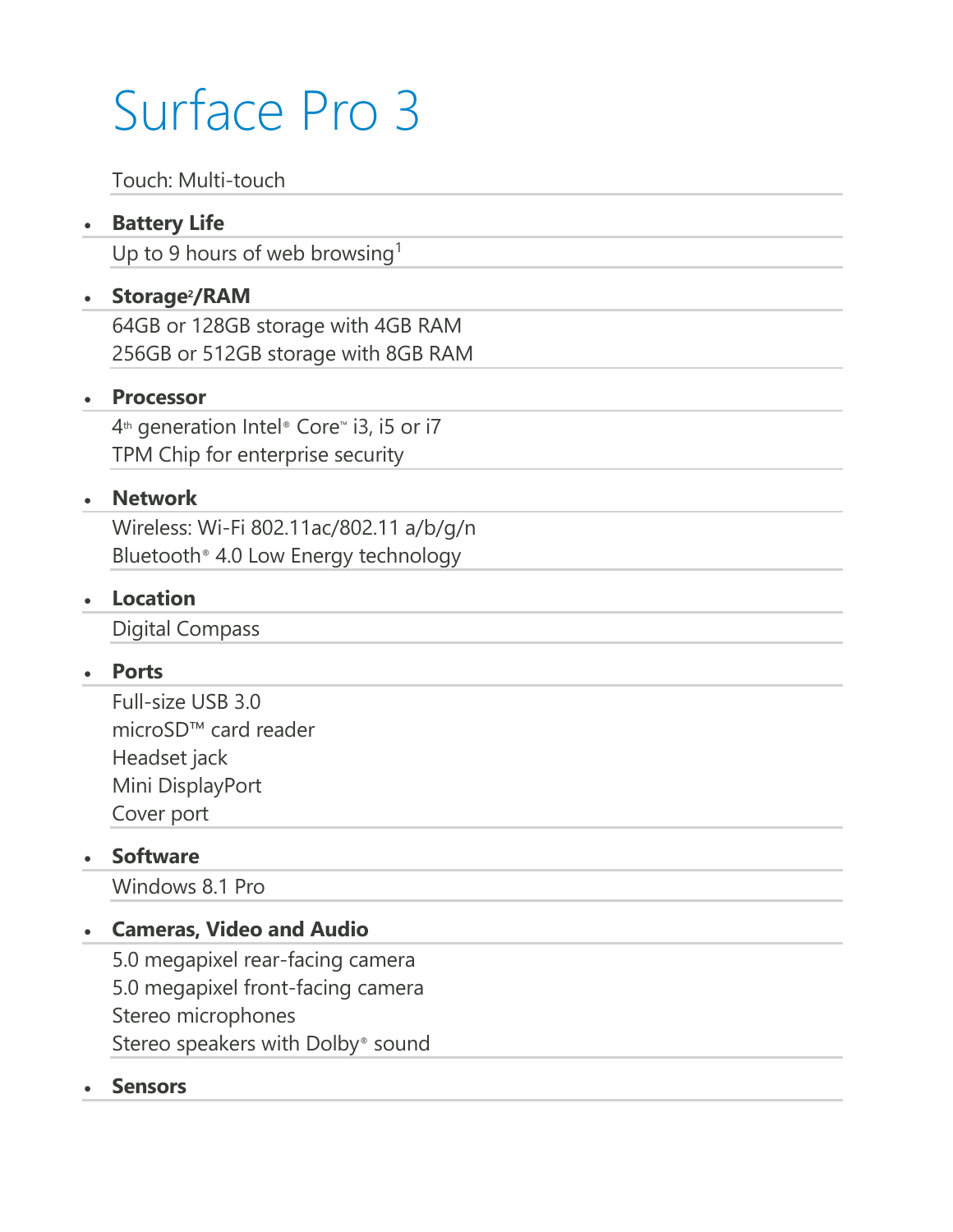# Surface Pro 3

Touch: Multi-touch

- **Battery Life**

  Up to 9 hours of web browsing[1]

- **Storage[2]/RAM**

  64GB or 128GB storage with 4GB RAM
  256GB or 512GB storage with 8GB RAM

- **Processor**

  4th generation Intel® Core™ i3, i5 or i7
  TPM Chip for enterprise security

- **Network**

  Wireless: Wi-Fi 802.11ac/802.11 a/b/g/n
  Bluetooth® 4.0 Low Energy technology

- **Location**

  Digital Compass

- **Ports**

  Full-size USB 3.0
  microSD™ card reader
  Headset jack
  Mini DisplayPort
  Cover port

- **Software**

  Windows 8.1 Pro

- **Cameras, Video and Audio**

  5.0 megapixel rear-facing camera
  5.0 megapixel front-facing camera
  Stereo microphones
  Stereo speakers with Dolby® sound

- **Sensors**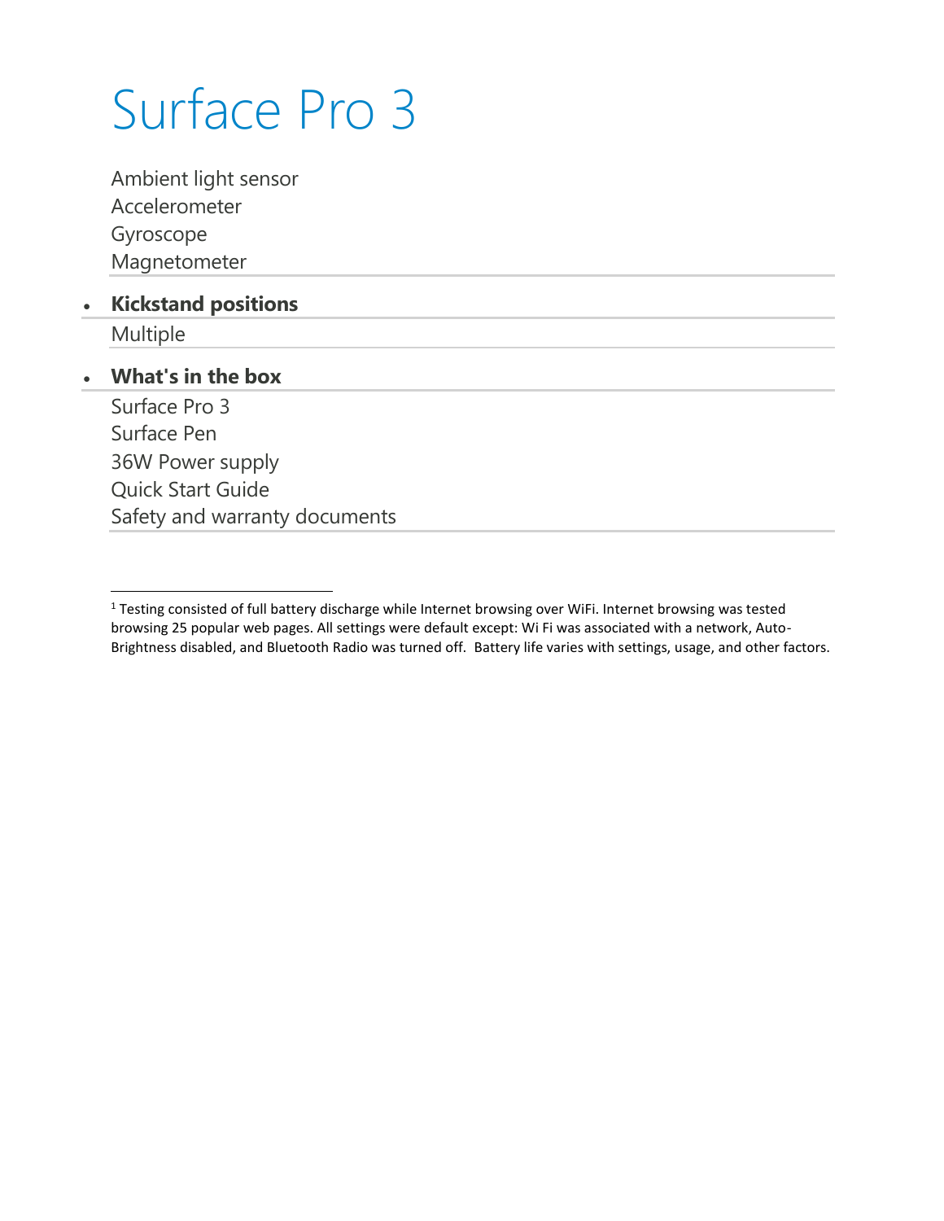# Surface Pro 3

Ambient light sensor
Accelerometer
Gyroscope
Magnetometer

- **Kickstand positions**

  Multiple

- **What's in the box**

  Surface Pro 3
  Surface Pen
  36W Power supply
  Quick Start Guide
  Safety and warranty documents

---

[1] Testing consisted of full battery discharge while Internet browsing over WiFi. Internet browsing was tested browsing 25 popular web pages. All settings were default except: Wi Fi was associated with a network, Auto-Brightness disabled, and Bluetooth Radio was turned off. Battery life varies with settings, usage, and other factors.